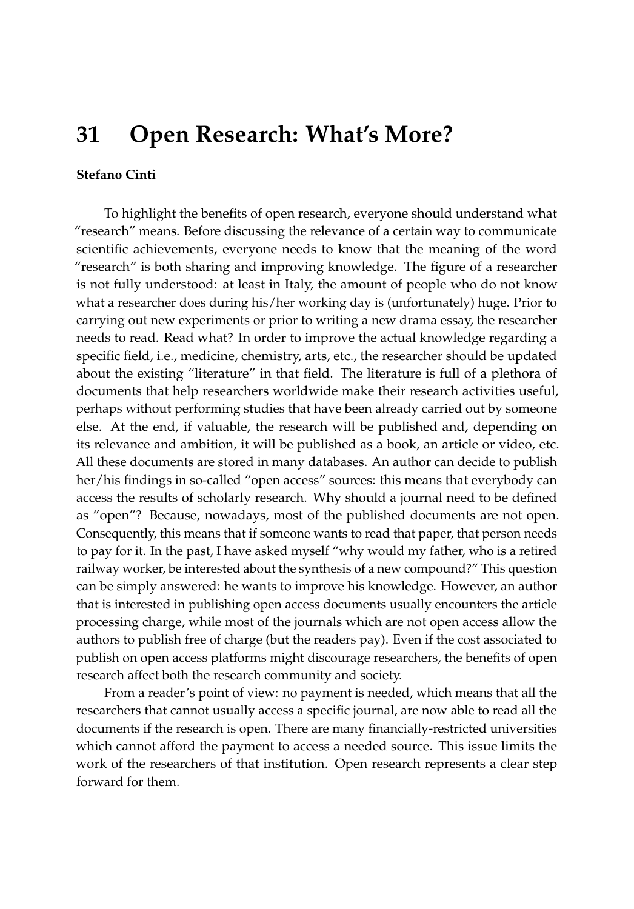# 31 Open Research: What's More?

**Stefano Cinti**

To highlight the benefits of open research, everyone should understand what "research" means. Before discussing the relevance of a certain way to communicate scientific achievements, everyone needs to know that the meaning of the word "research" is both sharing and improving knowledge. The figure of a researcher is not fully understood: at least in Italy, the amount of people who do not know what a researcher does during his/her working day is (unfortunately) huge. Prior to carrying out new experiments or prior to writing a new drama essay, the researcher needs to read. Read what? In order to improve the actual knowledge regarding a specific field, i.e., medicine, chemistry, arts, etc., the researcher should be updated about the existing "literature" in that field. The literature is full of a plethora of documents that help researchers worldwide make their research activities useful, perhaps without performing studies that have been already carried out by someone else. At the end, if valuable, the research will be published and, depending on its relevance and ambition, it will be published as a book, an article or video, etc. All these documents are stored in many databases. An author can decide to publish her/his findings in so-called "open access" sources: this means that everybody can access the results of scholarly research. Why should a journal need to be defined as "open"? Because, nowadays, most of the published documents are not open. Consequently, this means that if someone wants to read that paper, that person needs to pay for it. In the past, I have asked myself "why would my father, who is a retired railway worker, be interested about the synthesis of a new compound?" This question can be simply answered: he wants to improve his knowledge. However, an author that is interested in publishing open access documents usually encounters the article processing charge, while most of the journals which are not open access allow the authors to publish free of charge (but the readers pay). Even if the cost associated to publish on open access platforms might discourage researchers, the benefits of open research affect both the research community and society.

From a reader's point of view: no payment is needed, which means that all the researchers that cannot usually access a specific journal, are now able to read all the documents if the research is open. There are many financially-restricted universities which cannot afford the payment to access a needed source. This issue limits the work of the researchers of that institution. Open research represents a clear step forward for them.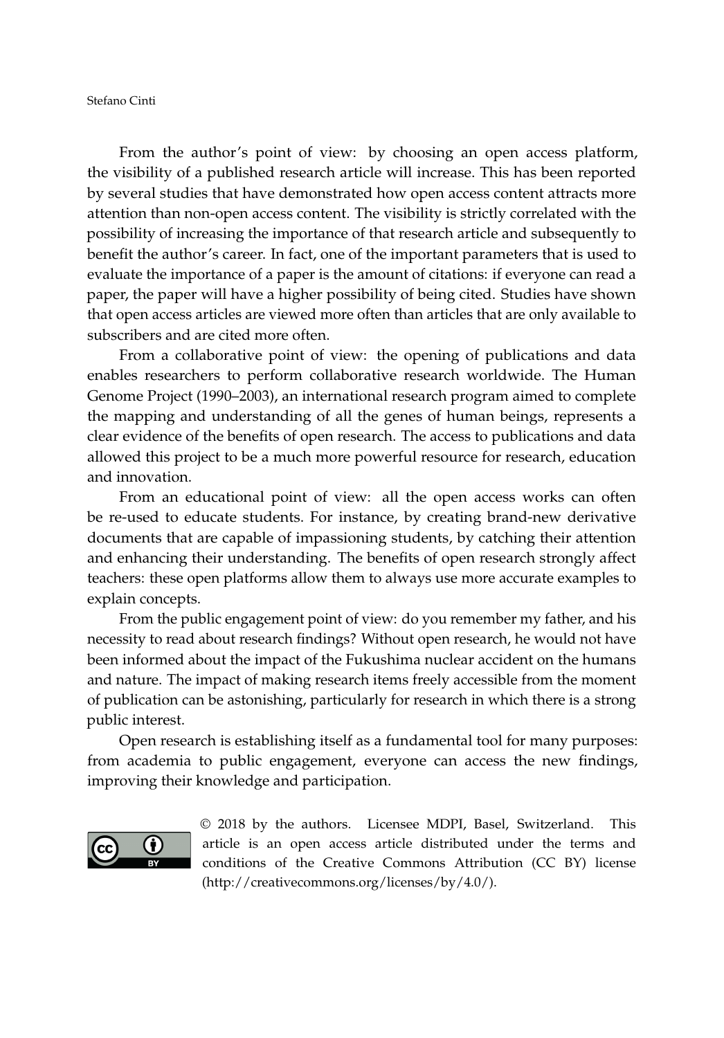From the author's point of view: by choosing an open access platform, the visibility of a published research article will increase. This has been reported by several studies that have demonstrated how open access content attracts more attention than non-open access content. The visibility is strictly correlated with the possibility of increasing the importance of that research article and subsequently to benefit the author's career. In fact, one of the important parameters that is used to evaluate the importance of a paper is the amount of citations: if everyone can read a paper, the paper will have a higher possibility of being cited. Studies have shown that open access articles are viewed more often than articles that are only available to subscribers and are cited more often.

From a collaborative point of view: the opening of publications and data enables researchers to perform collaborative research worldwide. The Human Genome Project (1990–2003), an international research program aimed to complete the mapping and understanding of all the genes of human beings, represents a clear evidence of the benefits of open research. The access to publications and data allowed this project to be a much more powerful resource for research, education and innovation.

From an educational point of view: all the open access works can often be re-used to educate students. For instance, by creating brand-new derivative documents that are capable of impassioning students, by catching their attention and enhancing their understanding. The benefits of open research strongly affect teachers: these open platforms allow them to always use more accurate examples to explain concepts.

From the public engagement point of view: do you remember my father, and his necessity to read about research findings? Without open research, he would not have been informed about the impact of the Fukushima nuclear accident on the humans and nature. The impact of making research items freely accessible from the moment of publication can be astonishing, particularly for research in which there is a strong public interest.

Open research is establishing itself as a fundamental tool for many purposes: from academia to public engagement, everyone can access the new findings, improving their knowledge and participation.

© 2018 by the authors. Licensee MDPI, Basel, Switzerland. This article is an open access article distributed under the terms and conditions of the Creative Commons Attribution (CC BY) license (http://creativecommons.org/licenses/by/4.0/).